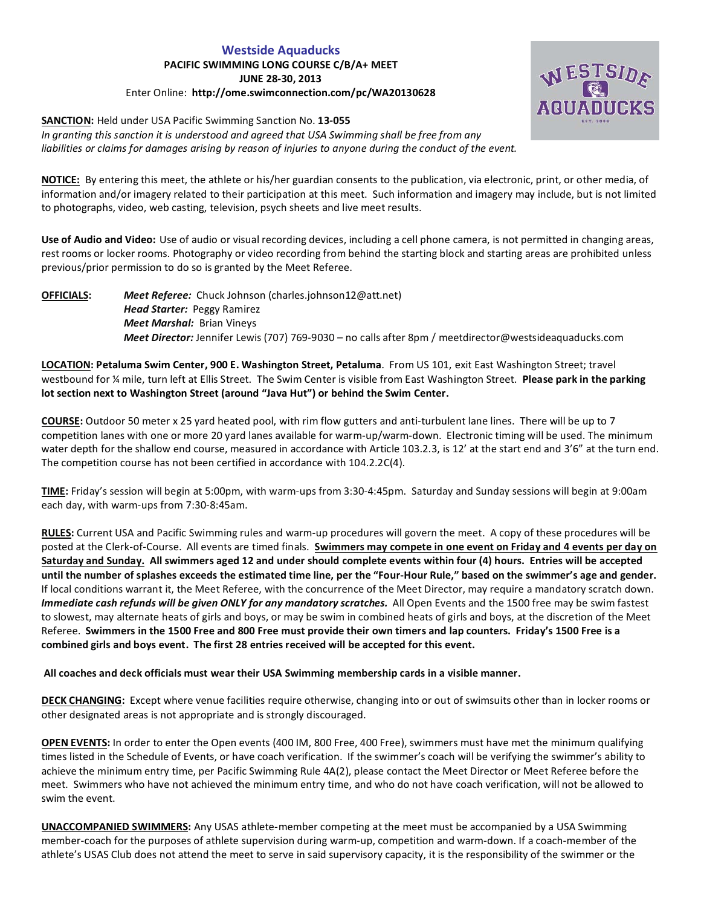# Westside Aquaducks

**PACIFIC SWIMMING LONG COURSE C/B/A+ MEET**

**JUNE 28-30, 2013**

Enter Online: **http://ome.swimconnection.com/pc/WA20130628**

**SANCTION:** Held under USA Pacific Swimming Sanction No. **13-055**

*In granting this sanction it is understood and agreed that USA Swimming shall be free from any liabilities or claims for damages arising by reason of injuries to anyone during the conduct of the event.*

**NOTICE:** By entering this meet, the athlete or his/her guardian consents to the publication, via electronic, print, or other media, of information and/or imagery related to their participation at this meet. Such information and imagery may include, but is not limited to photographs, video, web casting, television, psych sheets and live meet results.

**Use of Audio and Video:** Use of audio or visual recording devices, including a cell phone camera, is not permitted in changing areas, rest rooms or locker rooms. Photography or video recording from behind the starting block and starting areas are prohibited unless previous/prior permission to do so is granted by the Meet Referee.

**OFFICIALS:**

*Meet Referee:* Chuck Johnson (charles.johnson12@att.net)
*Head Starter:* Peggy Ramirez
*Meet Marshal:* Brian Vineys
*Meet Director:* Jennifer Lewis (707) 769-9030 – no calls after 8pm / meetdirector@westsideaquaducks.com

**LOCATION: Petaluma Swim Center, 900 E. Washington Street, Petaluma**. From US 101, exit East Washington Street; travel westbound for ¼ mile, turn left at Ellis Street. The Swim Center is visible from East Washington Street. **Please park in the parking lot section next to Washington Street (around "Java Hut") or behind the Swim Center.**

**COURSE:** Outdoor 50 meter x 25 yard heated pool, with rim flow gutters and anti-turbulent lane lines. There will be up to 7 competition lanes with one or more 20 yard lanes available for warm-up/warm-down. Electronic timing will be used. The minimum water depth for the shallow end course, measured in accordance with Article 103.2.3, is 12' at the start end and 3'6" at the turn end. The competition course has not been certified in accordance with 104.2.2C(4).

**TIME:** Friday's session will begin at 5:00pm, with warm-ups from 3:30-4:45pm. Saturday and Sunday sessions will begin at 9:00am each day, with warm-ups from 7:30-8:45am.

**RULES:** Current USA and Pacific Swimming rules and warm-up procedures will govern the meet. A copy of these procedures will be posted at the Clerk-of-Course. All events are timed finals. **Swimmers may compete in one event on Friday and 4 events per day on Saturday and Sunday. All swimmers aged 12 and under should complete events within four (4) hours. Entries will be accepted until the number of splashes exceeds the estimated time line, per the "Four-Hour Rule," based on the swimmer's age and gender.** If local conditions warrant it, the Meet Referee, with the concurrence of the Meet Director, may require a mandatory scratch down. ***Immediate cash refunds will be given ONLY for any mandatory scratches.*** All Open Events and the 1500 free may be swim fastest to slowest, may alternate heats of girls and boys, or may be swim in combined heats of girls and boys, at the discretion of the Meet Referee. **Swimmers in the 1500 Free and 800 Free must provide their own timers and lap counters. Friday's 1500 Free is a combined girls and boys event. The first 28 entries received will be accepted for this event.**

**All coaches and deck officials must wear their USA Swimming membership cards in a visible manner.**

**DECK CHANGING:** Except where venue facilities require otherwise, changing into or out of swimsuits other than in locker rooms or other designated areas is not appropriate and is strongly discouraged.

**OPEN EVENTS:** In order to enter the Open events (400 IM, 800 Free, 400 Free), swimmers must have met the minimum qualifying times listed in the Schedule of Events, or have coach verification. If the swimmer's coach will be verifying the swimmer's ability to achieve the minimum entry time, per Pacific Swimming Rule 4A(2), please contact the Meet Director or Meet Referee before the meet. Swimmers who have not achieved the minimum entry time, and who do not have coach verification, will not be allowed to swim the event.

**UNACCOMPANIED SWIMMERS:** Any USAS athlete-member competing at the meet must be accompanied by a USA Swimming member-coach for the purposes of athlete supervision during warm-up, competition and warm-down. If a coach-member of the athlete's USAS Club does not attend the meet to serve in said supervisory capacity, it is the responsibility of the swimmer or the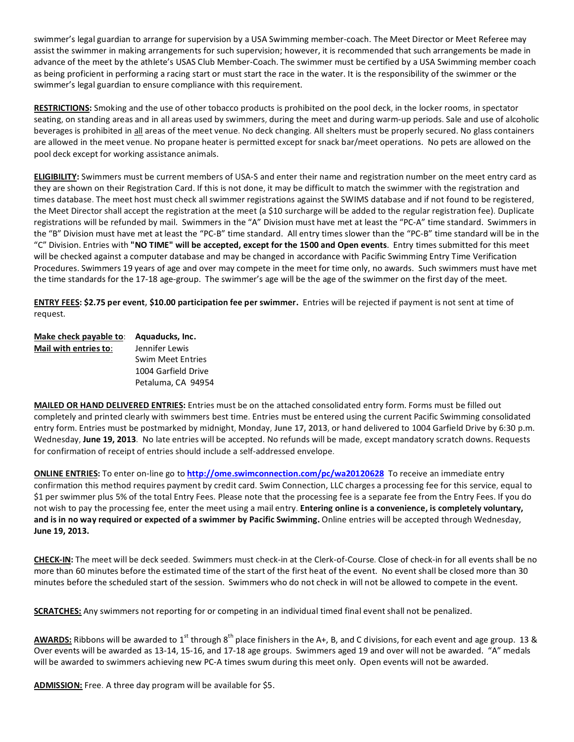swimmer's legal guardian to arrange for supervision by a USA Swimming member-coach. The Meet Director or Meet Referee may assist the swimmer in making arrangements for such supervision; however, it is recommended that such arrangements be made in advance of the meet by the athlete's USAS Club Member-Coach. The swimmer must be certified by a USA Swimming member coach as being proficient in performing a racing start or must start the race in the water. It is the responsibility of the swimmer or the swimmer's legal guardian to ensure compliance with this requirement.

**RESTRICTIONS:** Smoking and the use of other tobacco products is prohibited on the pool deck, in the locker rooms, in spectator seating, on standing areas and in all areas used by swimmers, during the meet and during warm-up periods. Sale and use of alcoholic beverages is prohibited in all areas of the meet venue. No deck changing. All shelters must be properly secured. No glass containers are allowed in the meet venue. No propane heater is permitted except for snack bar/meet operations. No pets are allowed on the pool deck except for working assistance animals.

**ELIGIBILITY:** Swimmers must be current members of USA-S and enter their name and registration number on the meet entry card as they are shown on their Registration Card. If this is not done, it may be difficult to match the swimmer with the registration and times database. The meet host must check all swimmer registrations against the SWIMS database and if not found to be registered, the Meet Director shall accept the registration at the meet (a $10 surcharge will be added to the regular registration fee). Duplicate registrations will be refunded by mail. Swimmers in the "A" Division must have met at least the "PC-A" time standard. Swimmers in the "B" Division must have met at least the "PC-B" time standard. All entry times slower than the "PC-B" time standard will be in the "C" Division. Entries with **"NO TIME" will be accepted, except for the 1500 and Open events**. Entry times submitted for this meet will be checked against a computer database and may be changed in accordance with Pacific Swimming Entry Time Verification Procedures. Swimmers 19 years of age and over may compete in the meet for time only, no awards. Such swimmers must have met the time standards for the 17-18 age-group. The swimmer's age will be the age of the swimmer on the first day of the meet.

**ENTRY FEES: $2.75 per event, $10.00 participation fee per swimmer.** Entries will be rejected if payment is not sent at time of request.

**Make check payable to**: **Aquaducks, Inc.**
**Mail with entries to**: Jennifer Lewis
Swim Meet Entries
1004 Garfield Drive
Petaluma, CA 94954

**MAILED OR HAND DELIVERED ENTRIES:** Entries must be on the attached consolidated entry form. Forms must be filled out completely and printed clearly with swimmers best time. Entries must be entered using the current Pacific Swimming consolidated entry form. Entries must be postmarked by midnight, Monday, **June 17, 2013**, or hand delivered to 1004 Garfield Drive by 6:30 p.m. Wednesday, **June 19, 2013**. No late entries will be accepted. No refunds will be made, except mandatory scratch downs. Requests for confirmation of receipt of entries should include a self-addressed envelope.

**ONLINE ENTRIES:** To enter on-line go to **http://ome.swimconnection.com/pc/wa20120628** To receive an immediate entry confirmation this method requires payment by credit card. Swim Connection, LLC charges a processing fee for this service, equal to $1 per swimmer plus 5% of the total Entry Fees. Please note that the processing fee is a separate fee from the Entry Fees. If you do not wish to pay the processing fee, enter the meet using a mail entry. **Entering online is a convenience, is completely voluntary, and is in no way required or expected of a swimmer by Pacific Swimming.** Online entries will be accepted through Wednesday, **June 19, 2013.**

**CHECK-IN:** The meet will be deck seeded. Swimmers must check-in at the Clerk-of-Course. Close of check-in for all events shall be no more than 60 minutes before the estimated time of the start of the first heat of the event. No event shall be closed more than 30 minutes before the scheduled start of the session. Swimmers who do not check in will not be allowed to compete in the event.

**SCRATCHES:** Any swimmers not reporting for or competing in an individual timed final event shall not be penalized.

**AWARDS:** Ribbons will be awarded to 1st through 8th place finishers in the A+, B, and C divisions, for each event and age group. 13 & Over events will be awarded as 13-14, 15-16, and 17-18 age groups. Swimmers aged 19 and over will not be awarded. "A" medals will be awarded to swimmers achieving new PC-A times swum during this meet only. Open events will not be awarded.

**ADMISSION:** Free. A three day program will be available for $5.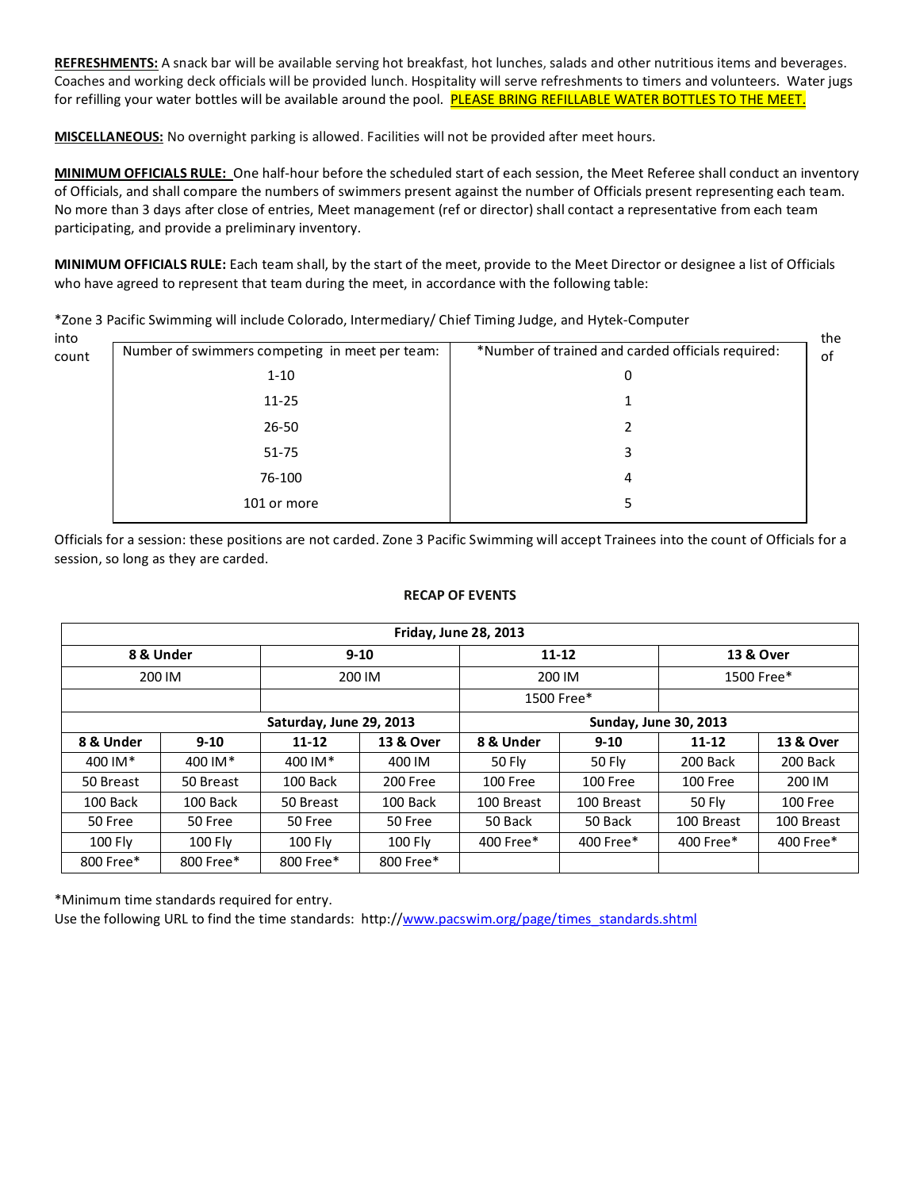**REFRESHMENTS:** A snack bar will be available serving hot breakfast, hot lunches, salads and other nutritious items and beverages. Coaches and working deck officials will be provided lunch. Hospitality will serve refreshments to timers and volunteers. Water jugs for refilling your water bottles will be available around the pool. PLEASE BRING REFILLABLE WATER BOTTLES TO THE MEET.

**MISCELLANEOUS:** No overnight parking is allowed. Facilities will not be provided after meet hours.

**MINIMUM OFFICIALS RULE:** One half-hour before the scheduled start of each session, the Meet Referee shall conduct an inventory of Officials, and shall compare the numbers of swimmers present against the number of Officials present representing each team. No more than 3 days after close of entries, Meet management (ref or director) shall contact a representative from each team participating, and provide a preliminary inventory.

**MINIMUM OFFICIALS RULE:** Each team shall, by the start of the meet, provide to the Meet Director or designee a list of Officials who have agreed to represent that team during the meet, in accordance with the following table:

*Zone 3 Pacific Swimming will include Colorado, Intermediary/ Chief Timing Judge, and Hytek-Computer into the count of

| Number of swimmers competing in meet per team: | *Number of trained and carded officials required: |
|---|---|
| 1-10 | 0 |
| 11-25 | 1 |
| 26-50 | 2 |
| 51-75 | 3 |
| 76-100 | 4 |
| 101 or more | 5 |

Officials for a session: these positions are not carded. Zone 3 Pacific Swimming will accept Trainees into the count of Officials for a session, so long as they are carded.

**RECAP OF EVENTS**

| Friday, June 28, 2013 | | | | | | | |
|---|---|---|---|---|---|---|---|
| 8 & Under | | 9-10 | | 11-12 | | 13 & Over | |
| 200 IM | | 200 IM | | 200 IM | | 1500 Free* | |
| | | | | 1500 Free* | | | |
| **Saturday, June 29, 2013** | | | | **Sunday, June 30, 2013** | | | |
| **8 & Under** | **9-10** | **11-12** | **13 & Over** | **8 & Under** | **9-10** | **11-12** | **13 & Over** |
| 400 IM* | 400 IM* | 400 IM* | 400 IM | 50 Fly | 50 Fly | 200 Back | 200 Back |
| 50 Breast | 50 Breast | 100 Back | 200 Free | 100 Free | 100 Free | 100 Free | 200 IM |
| 100 Back | 100 Back | 50 Breast | 100 Back | 100 Breast | 100 Breast | 50 Fly | 100 Free |
| 50 Free | 50 Free | 50 Free | 50 Free | 50 Back | 50 Back | 100 Breast | 100 Breast |
| 100 Fly | 100 Fly | 100 Fly | 100 Fly | 400 Free* | 400 Free* | 400 Free* | 400 Free* |
| 800 Free* | 800 Free* | 800 Free* | 800 Free* | | | | |

*Minimum time standards required for entry.
Use the following URL to find the time standards: http://www.pacswim.org/page/times_standards.shtml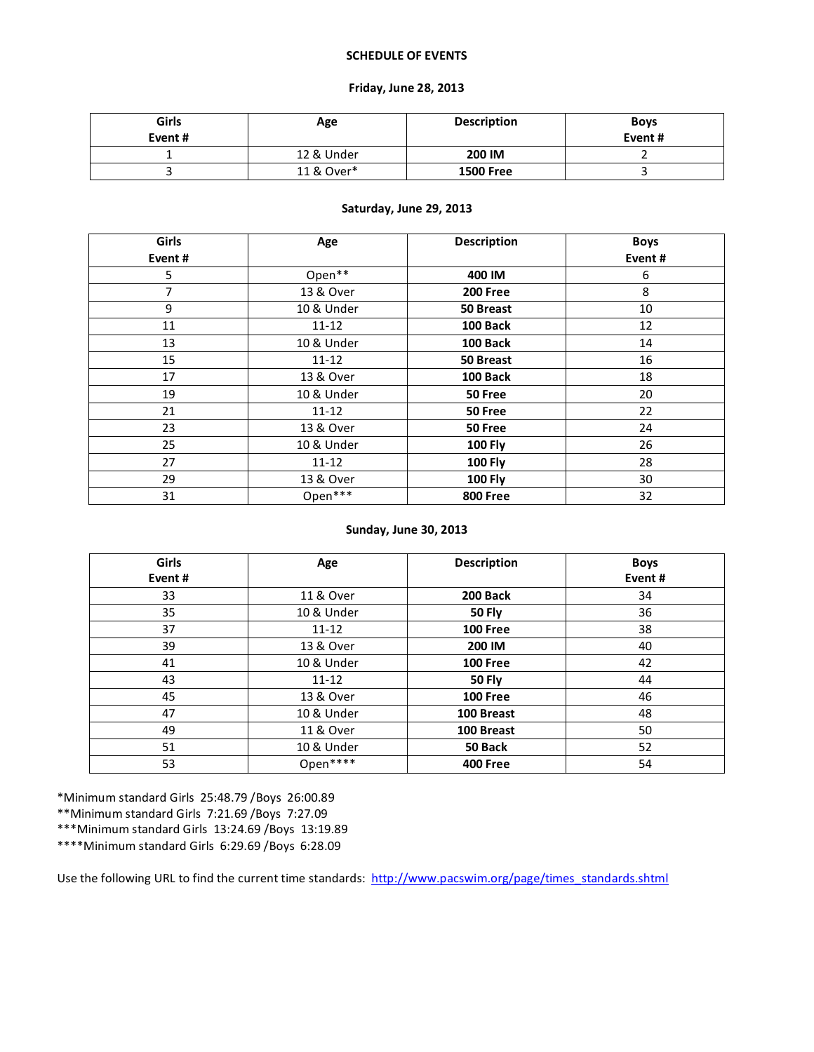# SCHEDULE OF EVENTS

## Friday, June 28, 2013

| Girls Event # | Age | Description | Boys Event # |
|---|---|---|---|
| 1 | 12 & Under | **200 IM** | 2 |
| 3 | 11 & Over* | **1500 Free** | 3 |

## Saturday, June 29, 2013

| Girls Event # | Age | Description | Boys Event # |
|---|---|---|---|
| 5 | Open** | **400 IM** | 6 |
| 7 | 13 & Over | **200 Free** | 8 |
| 9 | 10 & Under | **50 Breast** | 10 |
| 11 | 11-12 | **100 Back** | 12 |
| 13 | 10 & Under | **100 Back** | 14 |
| 15 | 11-12 | **50 Breast** | 16 |
| 17 | 13 & Over | **100 Back** | 18 |
| 19 | 10 & Under | **50 Free** | 20 |
| 21 | 11-12 | **50 Free** | 22 |
| 23 | 13 & Over | **50 Free** | 24 |
| 25 | 10 & Under | **100 Fly** | 26 |
| 27 | 11-12 | **100 Fly** | 28 |
| 29 | 13 & Over | **100 Fly** | 30 |
| 31 | Open*** | **800 Free** | 32 |

## Sunday, June 30, 2013

| Girls Event # | Age | Description | Boys Event # |
|---|---|---|---|
| 33 | 11 & Over | **200 Back** | 34 |
| 35 | 10 & Under | **50 Fly** | 36 |
| 37 | 11-12 | **100 Free** | 38 |
| 39 | 13 & Over | **200 IM** | 40 |
| 41 | 10 & Under | **100 Free** | 42 |
| 43 | 11-12 | **50 Fly** | 44 |
| 45 | 13 & Over | **100 Free** | 46 |
| 47 | 10 & Under | **100 Breast** | 48 |
| 49 | 11 & Over | **100 Breast** | 50 |
| 51 | 10 & Under | **50 Back** | 52 |
| 53 | Open**** | **400 Free** | 54 |

*Minimum standard Girls 25:48.79 /Boys 26:00.89
**Minimum standard Girls 7:21.69 /Boys 7:27.09
***Minimum standard Girls 13:24.69 /Boys 13:19.89
****Minimum standard Girls 6:29.69 /Boys 6:28.09

Use the following URL to find the current time standards: http://www.pacswim.org/page/times_standards.shtml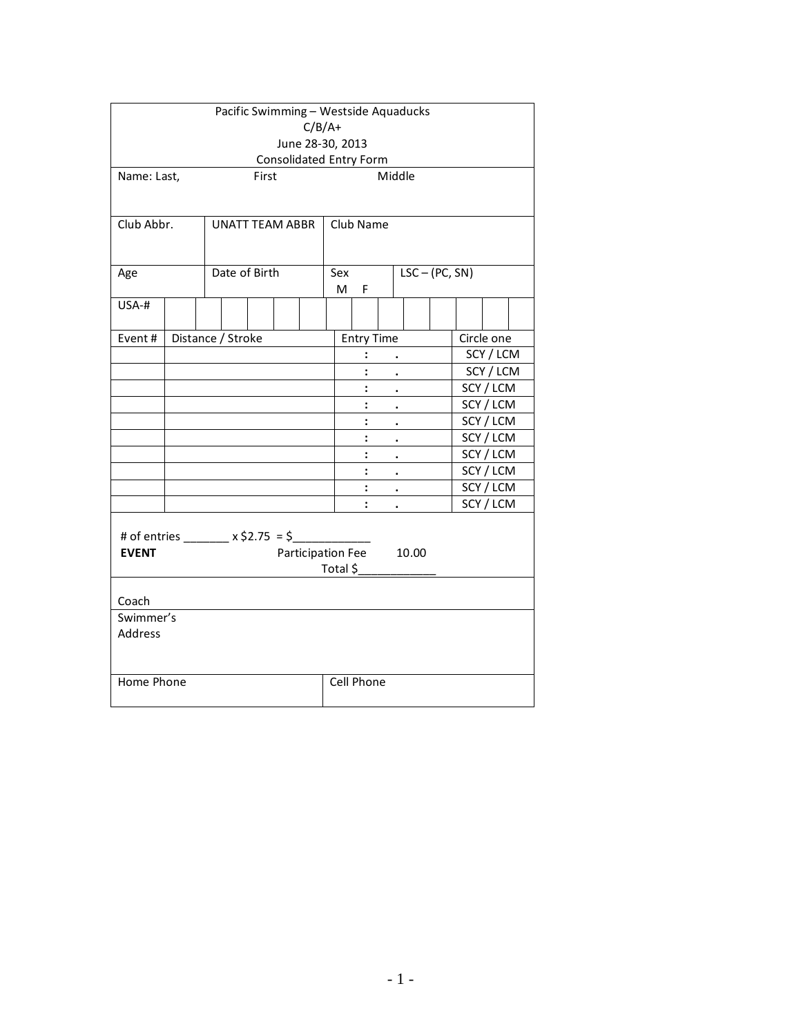Pacific Swimming – Westside Aquaducks
C/B/A+
June 28-30, 2013
Consolidated Entry Form

| Name: Last, | First | Middle | |
|---|---|---|---|
| Club Abbr. | UNATT TEAM ABBR | Club Name | |
| Age | Date of Birth | Sex M F | LSC – (PC, SN) |
| USA-# | | | |

| Event # | Distance / Stroke | Entry Time | Circle one |
|---|---|---|---|
| | | : . | SCY / LCM |
| | | : . | SCY / LCM |
| | | : . | SCY / LCM |
| | | : . | SCY / LCM |
| | | : . | SCY / LCM |
| | | : . | SCY / LCM |
| | | : . | SCY / LCM |
| | | : . | SCY / LCM |
| | | : . | SCY / LCM |
| | | : . | SCY / LCM |

# of entries _______ x $2.75 = $____________

**EVENT** Participation Fee 10.00

Total $____________

| | |
|---|---|
| Coach | |
| Swimmer's Address | |
| Home Phone | Cell Phone |